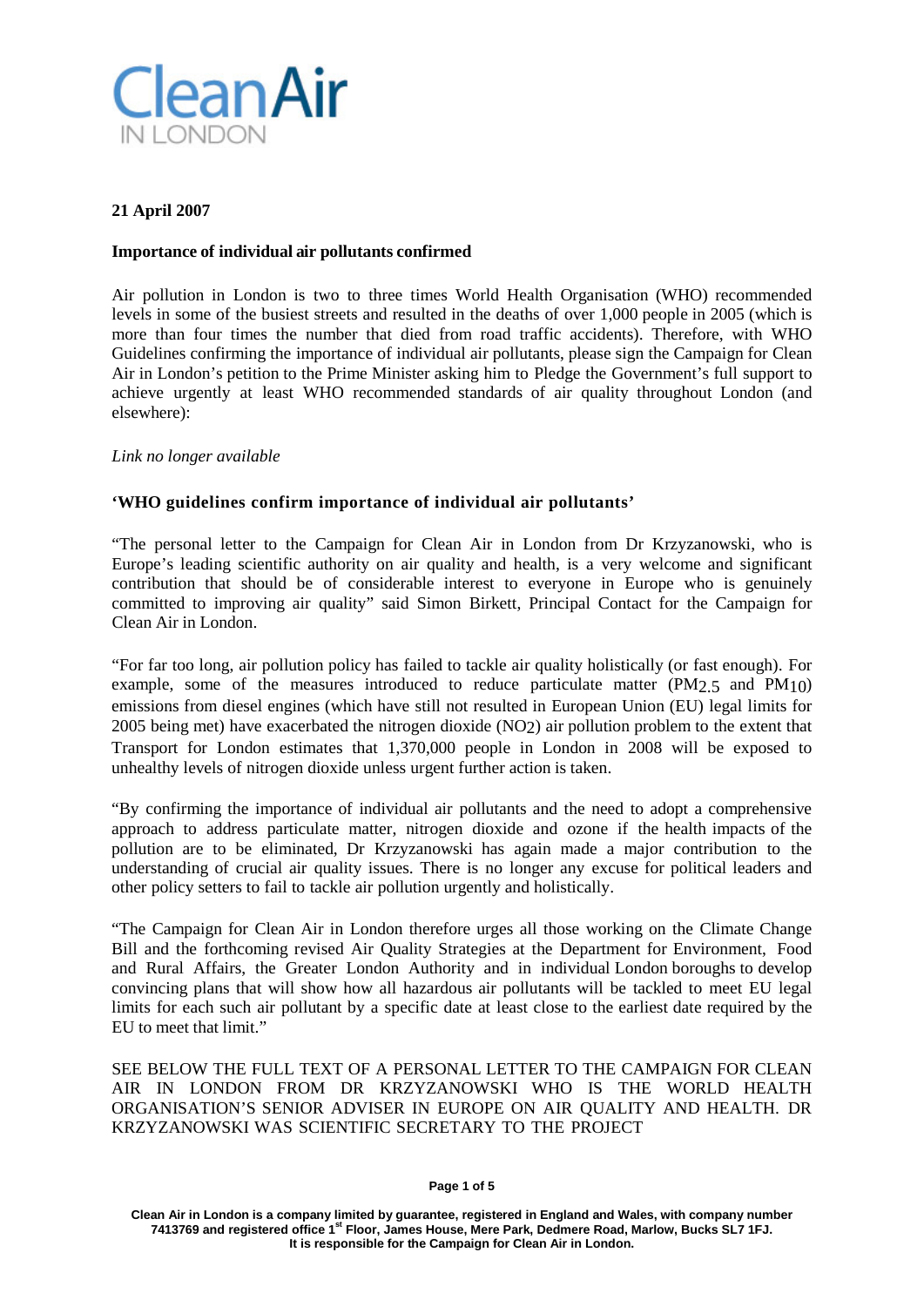**Clean Air IN LONDON**

**21 April 2007**

**Importance of individual air pollutants confirmed**

Air pollution in London is two to three times World Health Organisation (WHO) recommended levels in some of the busiest streets and resulted in the deaths of over 1,000 people in 2005 (which is more than four times the number that died from road traffic accidents). Therefore, with WHO Guidelines confirming the importance of individual air pollutants, please sign the Campaign for Clean Air in London's petition to the Prime Minister asking him to Pledge the Government's full support to achieve urgently at least WHO recommended standards of air quality throughout London (and elsewhere):

*Link no longer available*

**'WHO guidelines confirm importance of individual air pollutants'**

"The personal letter to the Campaign for Clean Air in London from Dr Krzyzanowski, who is Europe's leading scientific authority on air quality and health, is a very welcome and significant contribution that should be of considerable interest to everyone in Europe who is genuinely committed to improving air quality" said Simon Birkett, Principal Contact for the Campaign for Clean Air in London.

"For far too long, air pollution policy has failed to tackle air quality holistically (or fast enough). For example, some of the measures introduced to reduce particulate matter ($PM_{2.5}$ and $PM_{10}$) emissions from diesel engines (which have still not resulted in European Union (EU) legal limits for 2005 being met) have exacerbated the nitrogen dioxide ($NO_2$) air pollution problem to the extent that Transport for London estimates that 1,370,000 people in London in 2008 will be exposed to unhealthy levels of nitrogen dioxide unless urgent further action is taken.

"By confirming the importance of individual air pollutants and the need to adopt a comprehensive approach to address particulate matter, nitrogen dioxide and ozone if the health impacts of the pollution are to be eliminated, Dr Krzyzanowski has again made a major contribution to the understanding of crucial air quality issues. There is no longer any excuse for political leaders and other policy setters to fail to tackle air pollution urgently and holistically.

"The Campaign for Clean Air in London therefore urges all those working on the Climate Change Bill and the forthcoming revised Air Quality Strategies at the Department for Environment, Food and Rural Affairs, the Greater London Authority and in individual London boroughs to develop convincing plans that will show how all hazardous air pollutants will be tackled to meet EU legal limits for each such air pollutant by a specific date at least close to the earliest date required by the EU to meet that limit."

SEE BELOW THE FULL TEXT OF A PERSONAL LETTER TO THE CAMPAIGN FOR CLEAN AIR IN LONDON FROM DR KRZYZANOWSKI WHO IS THE WORLD HEALTH ORGANISATION'S SENIOR ADVISER IN EUROPE ON AIR QUALITY AND HEALTH. DR KRZYZANOWSKI WAS SCIENTIFIC SECRETARY TO THE PROJECT

**Clean Air in London is a company limited by guarantee, registered in England and Wales, with company number 7413769 and registered office 1st Floor, James House, Mere Park, Dedmere Road, Marlow, Bucks SL7 1FJ. It is responsible for the Campaign for Clean Air in London.**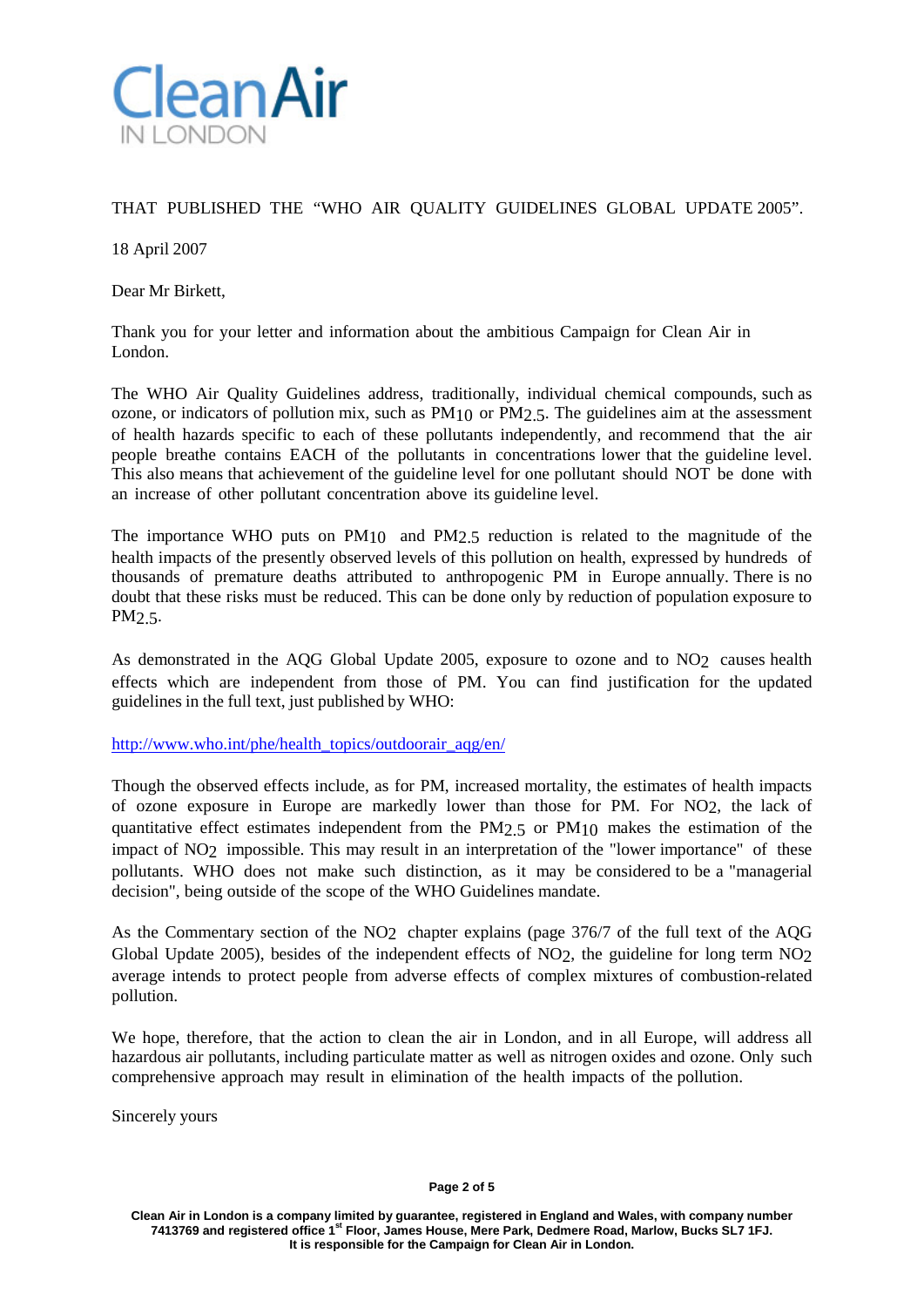THAT PUBLISHED THE "WHO AIR QUALITY GUIDELINES GLOBAL UPDATE 2005".

18 April 2007

Dear Mr Birkett,

Thank you for your letter and information about the ambitious Campaign for Clean Air in London.

The WHO Air Quality Guidelines address, traditionally, individual chemical compounds, such as ozone, or indicators of pollution mix, such as $PM_{10}$ or $PM_{2.5}$. The guidelines aim at the assessment of health hazards specific to each of these pollutants independently, and recommend that the air people breathe contains EACH of the pollutants in concentrations lower that the guideline level. This also means that achievement of the guideline level for one pollutant should NOT be done with an increase of other pollutant concentration above its guideline level.

The importance WHO puts on $PM_{10}$ and $PM_{2.5}$ reduction is related to the magnitude of the health impacts of the presently observed levels of this pollution on health, expressed by hundreds of thousands of premature deaths attributed to anthropogenic PM in Europe annually. There is no doubt that these risks must be reduced. This can be done only by reduction of population exposure to $PM_{2.5}$.

As demonstrated in the AQG Global Update 2005, exposure to ozone and to $NO_2$ causes health effects which are independent from those of PM. You can find justification for the updated guidelines in the full text, just published by WHO:

http://www.who.int/phe/health_topics/outdoorair_aqg/en/

Though the observed effects include, as for PM, increased mortality, the estimates of health impacts of ozone exposure in Europe are markedly lower than those for PM. For $NO_2$, the lack of quantitative effect estimates independent from the $PM_{2.5}$ or $PM_{10}$ makes the estimation of the impact of $NO_2$ impossible. This may result in an interpretation of the "lower importance" of these pollutants. WHO does not make such distinction, as it may be considered to be a "managerial decision", being outside of the scope of the WHO Guidelines mandate.

As the Commentary section of the $NO_2$ chapter explains (page 376/7 of the full text of the AQG Global Update 2005), besides of the independent effects of $NO_2$, the guideline for long term $NO_2$ average intends to protect people from adverse effects of complex mixtures of combustion-related pollution.

We hope, therefore, that the action to clean the air in London, and in all Europe, will address all hazardous air pollutants, including particulate matter as well as nitrogen oxides and ozone. Only such comprehensive approach may result in elimination of the health impacts of the pollution.

Sincerely yours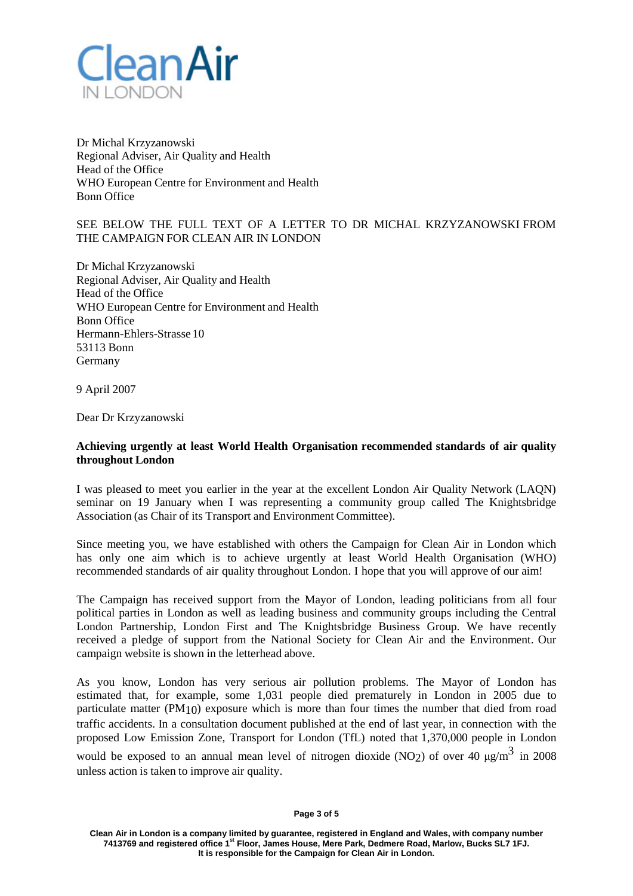**Clean Air**
IN LONDON

Dr Michal Krzyzanowski
Regional Adviser, Air Quality and Health
Head of the Office
WHO European Centre for Environment and Health
Bonn Office

SEE BELOW THE FULL TEXT OF A LETTER TO DR MICHAL KRZYZANOWSKI FROM THE CAMPAIGN FOR CLEAN AIR IN LONDON

Dr Michal Krzyzanowski
Regional Adviser, Air Quality and Health
Head of the Office
WHO European Centre for Environment and Health
Bonn Office
Hermann-Ehlers-Strasse 10
53113 Bonn
Germany

9 April 2007

Dear Dr Krzyzanowski

**Achieving urgently at least World Health Organisation recommended standards of air quality throughout London**

I was pleased to meet you earlier in the year at the excellent London Air Quality Network (LAQN) seminar on 19 January when I was representing a community group called The Knightsbridge Association (as Chair of its Transport and Environment Committee).

Since meeting you, we have established with others the Campaign for Clean Air in London which has only one aim which is to achieve urgently at least World Health Organisation (WHO) recommended standards of air quality throughout London. I hope that you will approve of our aim!

The Campaign has received support from the Mayor of London, leading politicians from all four political parties in London as well as leading business and community groups including the Central London Partnership, London First and The Knightsbridge Business Group. We have recently received a pledge of support from the National Society for Clean Air and the Environment. Our campaign website is shown in the letterhead above.

As you know, London has very serious air pollution problems. The Mayor of London has estimated that, for example, some 1,031 people died prematurely in London in 2005 due to particulate matter ($PM_{10}$) exposure which is more than four times the number that died from road traffic accidents. In a consultation document published at the end of last year, in connection with the proposed Low Emission Zone, Transport for London (TfL) noted that 1,370,000 people in London would be exposed to an annual mean level of nitrogen dioxide ($NO_2$) of over 40 $\mu g/m^3$ in 2008 unless action is taken to improve air quality.

Clean Air in London is a company limited by guarantee, registered in England and Wales, with company number 7413769 and registered office 1st Floor, James House, Mere Park, Dedmere Road, Marlow, Bucks SL7 1FJ. It is responsible for the Campaign for Clean Air in London.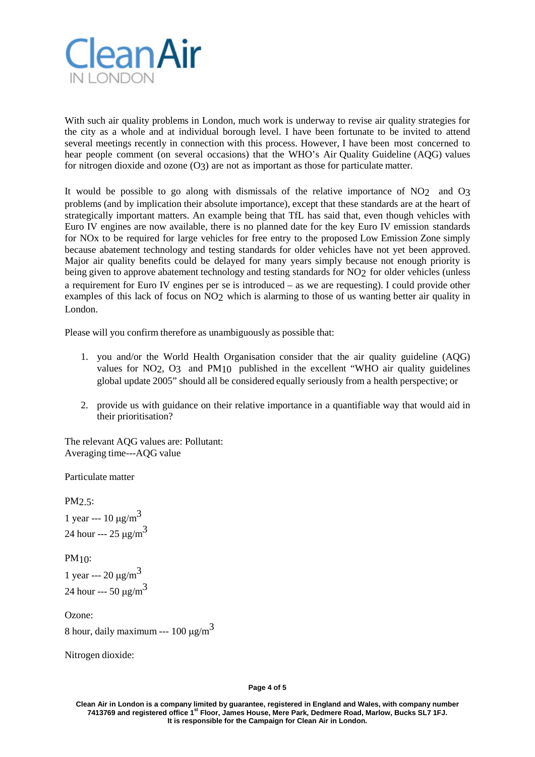With such air quality problems in London, much work is underway to revise air quality strategies for the city as a whole and at individual borough level. I have been fortunate to be invited to attend several meetings recently in connection with this process. However, I have been most concerned to hear people comment (on several occasions) that the WHO's Air Quality Guideline (AQG) values for nitrogen dioxide and ozone ($O_3$) are not as important as those for particulate matter.

It would be possible to go along with dismissals of the relative importance of $NO_2$ and $O_3$ problems (and by implication their absolute importance), except that these standards are at the heart of strategically important matters. An example being that TfL has said that, even though vehicles with Euro IV engines are now available, there is no planned date for the key Euro IV emission standards for NOx to be required for large vehicles for free entry to the proposed Low Emission Zone simply because abatement technology and testing standards for older vehicles have not yet been approved. Major air quality benefits could be delayed for many years simply because not enough priority is being given to approve abatement technology and testing standards for $NO_2$ for older vehicles (unless a requirement for Euro IV engines per se is introduced – as we are requesting). I could provide other examples of this lack of focus on $NO_2$ which is alarming to those of us wanting better air quality in London.

Please will you confirm therefore as unambiguously as possible that:

1. you and/or the World Health Organisation consider that the air quality guideline (AQG) values for $NO_2$, $O_3$ and $PM_{10}$ published in the excellent "WHO air quality guidelines global update 2005" should all be considered equally seriously from a health perspective; or

2. provide us with guidance on their relative importance in a quantifiable way that would aid in their prioritisation?

The relevant AQG values are: Pollutant:
Averaging time---AQG value

Particulate matter

$PM_{2.5}$:
1 year --- 10 μg/$m^3$
24 hour --- 25 μg/$m^3$

$PM_{10}$:
1 year --- 20 μg/$m^3$
24 hour --- 50 μg/$m^3$

Ozone:
8 hour, daily maximum --- 100 μg/$m^3$

Nitrogen dioxide:

Clean Air in London is a company limited by guarantee, registered in England and Wales, with company number 7413769 and registered office 1st Floor, James House, Mere Park, Dedmere Road, Marlow, Bucks SL7 1FJ. It is responsible for the Campaign for Clean Air in London.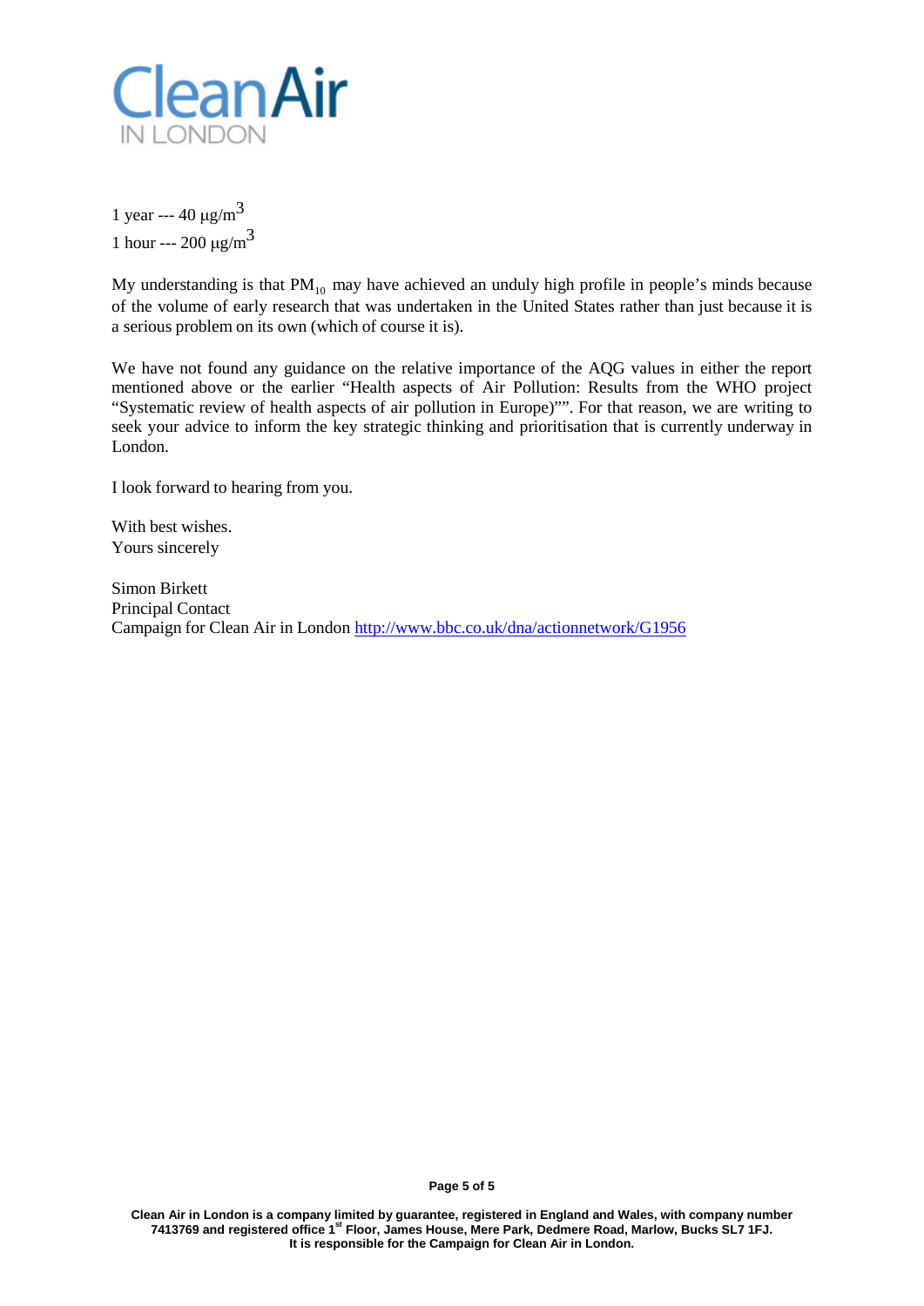Clean Air
IN LONDON

1 year --- 40 $\mu g/m^3$
1 hour --- 200 $\mu g/m^3$

My understanding is that $PM_{10}$ may have achieved an unduly high profile in people's minds because of the volume of early research that was undertaken in the United States rather than just because it is a serious problem on its own (which of course it is).

We have not found any guidance on the relative importance of the AQG values in either the report mentioned above or the earlier "Health aspects of Air Pollution: Results from the WHO project "Systematic review of health aspects of air pollution in Europe)"". For that reason, we are writing to seek your advice to inform the key strategic thinking and prioritisation that is currently underway in London.

I look forward to hearing from you.

With best wishes.
Yours sincerely

Simon Birkett
Principal Contact
Campaign for Clean Air in London http://www.bbc.co.uk/dna/actionnetwork/G1956

**Clean Air in London is a company limited by guarantee, registered in England and Wales, with company number 7413769 and registered office 1st Floor, James House, Mere Park, Dedmere Road, Marlow, Bucks SL7 1FJ. It is responsible for the Campaign for Clean Air in London.**